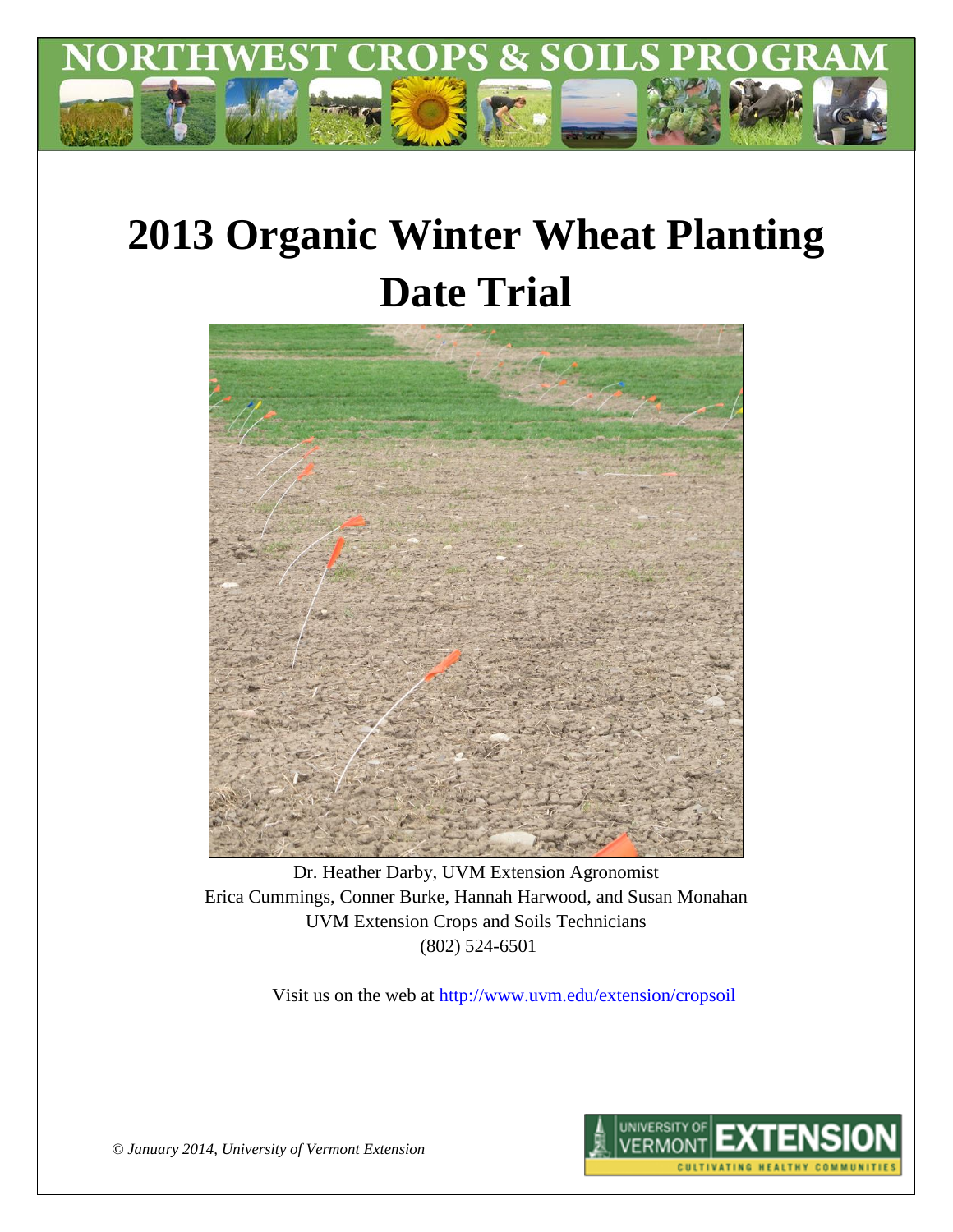NORTHWEST CROPS & SOILS PROGRAM

# 2013 Organic Winter Wheat Planting Date Trial

Dr. Heather Darby, UVM Extension Agronomist
Erica Cummings, Conner Burke, Hannah Harwood, and Susan Monahan
UVM Extension Crops and Soils Technicians
(802) 524-6501

Visit us on the web at http://www.uvm.edu/extension/cropsoil

*© January 2014, University of Vermont Extension*

UNIVERSITY OF VERMONT EXTENSION
CULTIVATING HEALTHY COMMUNITIES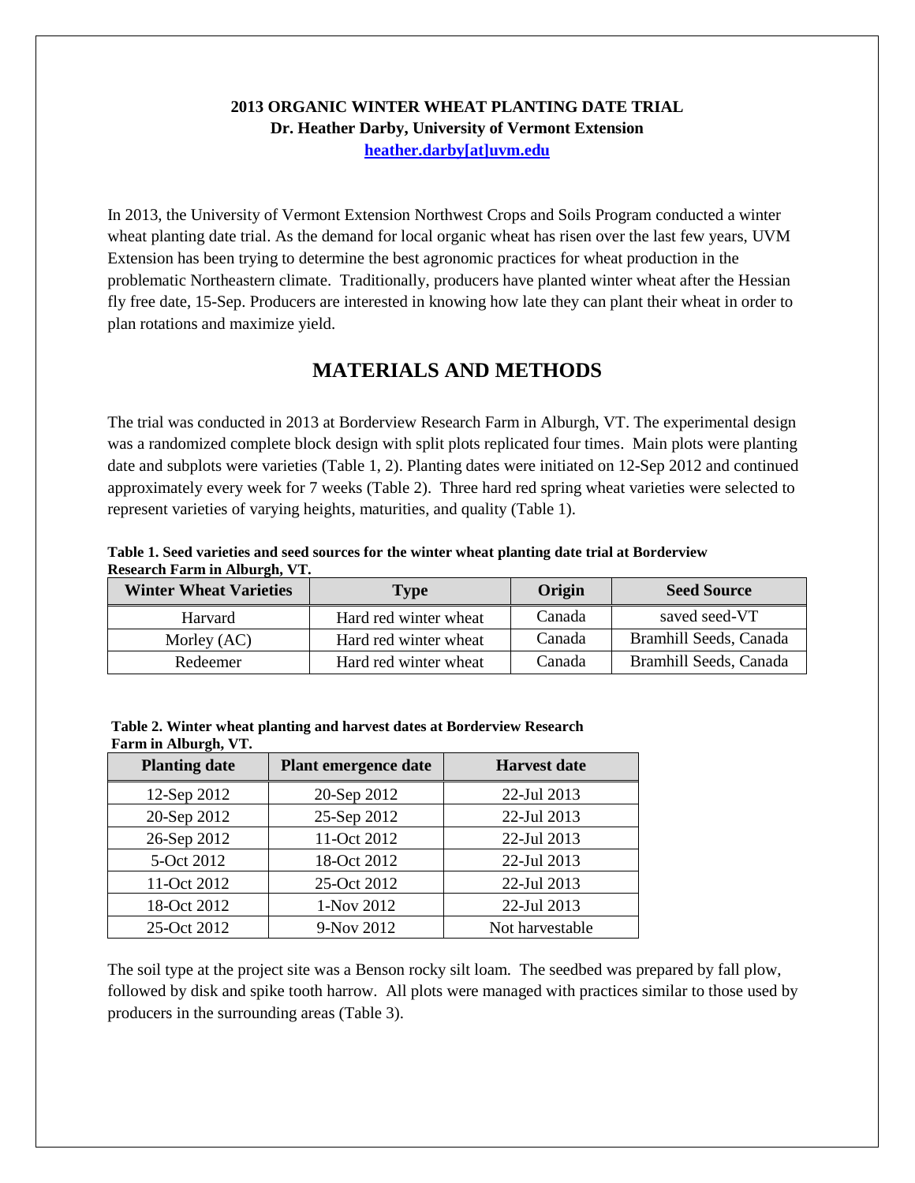**2013 ORGANIC WINTER WHEAT PLANTING DATE TRIAL**
**Dr. Heather Darby, University of Vermont Extension**
**heather.darby[at]uvm.edu**

In 2013, the University of Vermont Extension Northwest Crops and Soils Program conducted a winter wheat planting date trial. As the demand for local organic wheat has risen over the last few years, UVM Extension has been trying to determine the best agronomic practices for wheat production in the problematic Northeastern climate. Traditionally, producers have planted winter wheat after the Hessian fly free date, 15-Sep. Producers are interested in knowing how late they can plant their wheat in order to plan rotations and maximize yield.

## MATERIALS AND METHODS

The trial was conducted in 2013 at Borderview Research Farm in Alburgh, VT. The experimental design was a randomized complete block design with split plots replicated four times. Main plots were planting date and subplots were varieties (Table 1, 2). Planting dates were initiated on 12-Sep 2012 and continued approximately every week for 7 weeks (Table 2). Three hard red spring wheat varieties were selected to represent varieties of varying heights, maturities, and quality (Table 1).

**Table 1. Seed varieties and seed sources for the winter wheat planting date trial at Borderview Research Farm in Alburgh, VT.**

| Winter Wheat Varieties | Type | Origin | Seed Source |
| --- | --- | --- | --- |
| Harvard | Hard red winter wheat | Canada | saved seed-VT |
| Morley (AC) | Hard red winter wheat | Canada | Bramhill Seeds, Canada |
| Redeemer | Hard red winter wheat | Canada | Bramhill Seeds, Canada |

**Table 2. Winter wheat planting and harvest dates at Borderview Research Farm in Alburgh, VT.**

| Planting date | Plant emergence date | Harvest date |
| --- | --- | --- |
| 12-Sep 2012 | 20-Sep 2012 | 22-Jul 2013 |
| 20-Sep 2012 | 25-Sep 2012 | 22-Jul 2013 |
| 26-Sep 2012 | 11-Oct 2012 | 22-Jul 2013 |
| 5-Oct 2012 | 18-Oct 2012 | 22-Jul 2013 |
| 11-Oct 2012 | 25-Oct 2012 | 22-Jul 2013 |
| 18-Oct 2012 | 1-Nov 2012 | 22-Jul 2013 |
| 25-Oct 2012 | 9-Nov 2012 | Not harvestable |

The soil type at the project site was a Benson rocky silt loam. The seedbed was prepared by fall plow, followed by disk and spike tooth harrow. All plots were managed with practices similar to those used by producers in the surrounding areas (Table 3).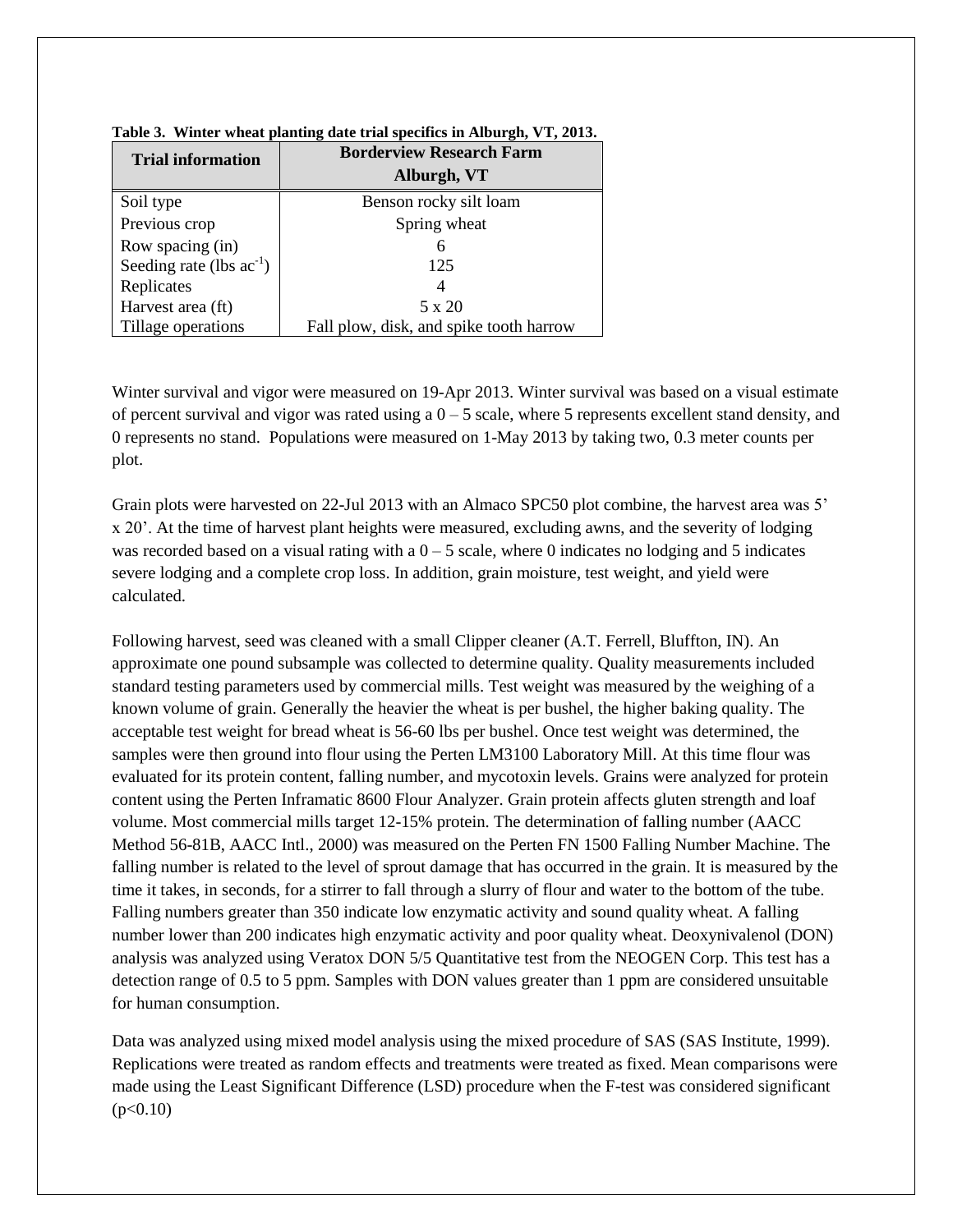**Table 3. Winter wheat planting date trial specifics in Alburgh, VT, 2013.**

| Trial information | Borderview Research Farm Alburgh, VT |
|---|---|
| Soil type | Benson rocky silt loam |
| Previous crop | Spring wheat |
| Row spacing (in) | 6 |
| Seeding rate (lbs $ac^{-1}$) | 125 |
| Replicates | 4 |
| Harvest area (ft) | 5 x 20 |
| Tillage operations | Fall plow, disk, and spike tooth harrow |

Winter survival and vigor were measured on 19-Apr 2013. Winter survival was based on a visual estimate of percent survival and vigor was rated using a 0 – 5 scale, where 5 represents excellent stand density, and 0 represents no stand. Populations were measured on 1-May 2013 by taking two, 0.3 meter counts per plot.

Grain plots were harvested on 22-Jul 2013 with an Almaco SPC50 plot combine, the harvest area was 5' x 20'. At the time of harvest plant heights were measured, excluding awns, and the severity of lodging was recorded based on a visual rating with a 0 – 5 scale, where 0 indicates no lodging and 5 indicates severe lodging and a complete crop loss. In addition, grain moisture, test weight, and yield were calculated.

Following harvest, seed was cleaned with a small Clipper cleaner (A.T. Ferrell, Bluffton, IN). An approximate one pound subsample was collected to determine quality. Quality measurements included standard testing parameters used by commercial mills. Test weight was measured by the weighing of a known volume of grain. Generally the heavier the wheat is per bushel, the higher baking quality. The acceptable test weight for bread wheat is 56-60 lbs per bushel. Once test weight was determined, the samples were then ground into flour using the Perten LM3100 Laboratory Mill. At this time flour was evaluated for its protein content, falling number, and mycotoxin levels. Grains were analyzed for protein content using the Perten Inframatic 8600 Flour Analyzer. Grain protein affects gluten strength and loaf volume. Most commercial mills target 12-15% protein. The determination of falling number (AACC Method 56-81B, AACC Intl., 2000) was measured on the Perten FN 1500 Falling Number Machine. The falling number is related to the level of sprout damage that has occurred in the grain. It is measured by the time it takes, in seconds, for a stirrer to fall through a slurry of flour and water to the bottom of the tube. Falling numbers greater than 350 indicate low enzymatic activity and sound quality wheat. A falling number lower than 200 indicates high enzymatic activity and poor quality wheat. Deoxynivalenol (DON) analysis was analyzed using Veratox DON 5/5 Quantitative test from the NEOGEN Corp. This test has a detection range of 0.5 to 5 ppm. Samples with DON values greater than 1 ppm are considered unsuitable for human consumption.

Data was analyzed using mixed model analysis using the mixed procedure of SAS (SAS Institute, 1999). Replications were treated as random effects and treatments were treated as fixed. Mean comparisons were made using the Least Significant Difference (LSD) procedure when the F-test was considered significant ($p<0.10$)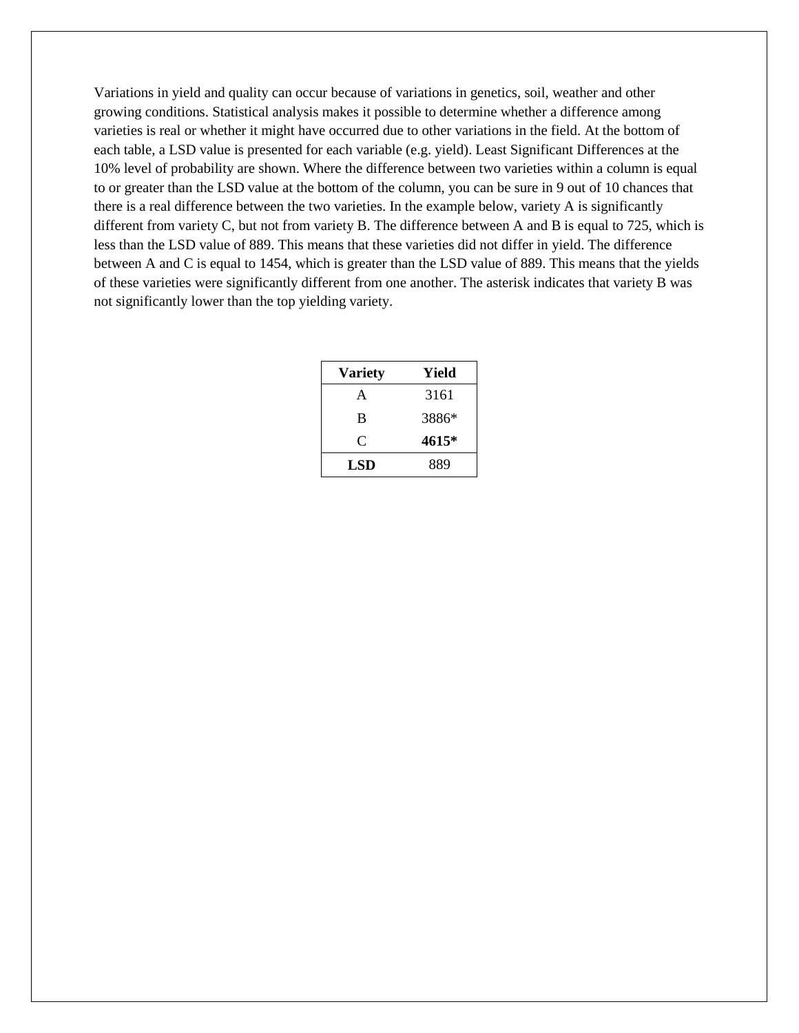Variations in yield and quality can occur because of variations in genetics, soil, weather and other growing conditions. Statistical analysis makes it possible to determine whether a difference among varieties is real or whether it might have occurred due to other variations in the field. At the bottom of each table, a LSD value is presented for each variable (e.g. yield). Least Significant Differences at the 10% level of probability are shown. Where the difference between two varieties within a column is equal to or greater than the LSD value at the bottom of the column, you can be sure in 9 out of 10 chances that there is a real difference between the two varieties. In the example below, variety A is significantly different from variety C, but not from variety B. The difference between A and B is equal to 725, which is less than the LSD value of 889. This means that these varieties did not differ in yield. The difference between A and C is equal to 1454, which is greater than the LSD value of 889. This means that the yields of these varieties were significantly different from one another. The asterisk indicates that variety B was not significantly lower than the top yielding variety.

| Variety | Yield |
|---|---|
| A | 3161 |
| B | 3886* |
| C | **4615*** |
| **LSD** | 889 |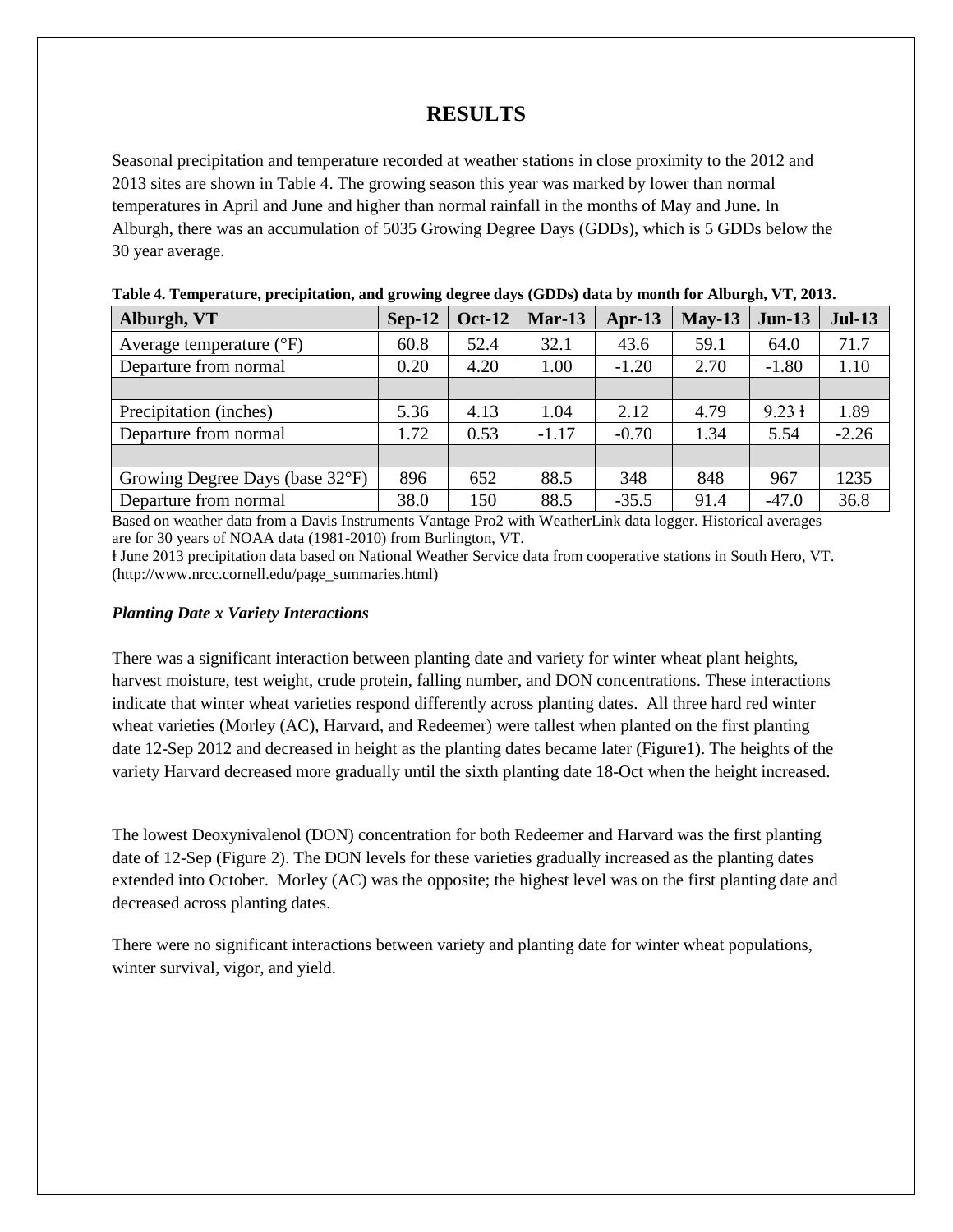# RESULTS

Seasonal precipitation and temperature recorded at weather stations in close proximity to the 2012 and 2013 sites are shown in Table 4. The growing season this year was marked by lower than normal temperatures in April and June and higher than normal rainfall in the months of May and June. In Alburgh, there was an accumulation of 5035 Growing Degree Days (GDDs), which is 5 GDDs below the 30 year average.

**Table 4. Temperature, precipitation, and growing degree days (GDDs) data by month for Alburgh, VT, 2013.**

| Alburgh, VT | Sep-12 | Oct-12 | Mar-13 | Apr-13 | May-13 | Jun-13 | Jul-13 |
|---|---|---|---|---|---|---|---|
| Average temperature (°F) | 60.8 | 52.4 | 32.1 | 43.6 | 59.1 | 64.0 | 71.7 |
| Departure from normal | 0.20 | 4.20 | 1.00 | -1.20 | 2.70 | -1.80 | 1.10 |
| | | | | | | | |
| Precipitation (inches) | 5.36 | 4.13 | 1.04 | 2.12 | 4.79 | 9.23 ƚ | 1.89 |
| Departure from normal | 1.72 | 0.53 | -1.17 | -0.70 | 1.34 | 5.54 | -2.26 |
| | | | | | | | |
| Growing Degree Days (base 32°F) | 896 | 652 | 88.5 | 348 | 848 | 967 | 1235 |
| Departure from normal | 38.0 | 150 | 88.5 | -35.5 | 91.4 | -47.0 | 36.8 |

Based on weather data from a Davis Instruments Vantage Pro2 with WeatherLink data logger. Historical averages are for 30 years of NOAA data (1981-2010) from Burlington, VT.

ƚ June 2013 precipitation data based on National Weather Service data from cooperative stations in South Hero, VT. (http://www.nrcc.cornell.edu/page_summaries.html)

### *Planting Date x Variety Interactions*

There was a significant interaction between planting date and variety for winter wheat plant heights, harvest moisture, test weight, crude protein, falling number, and DON concentrations. These interactions indicate that winter wheat varieties respond differently across planting dates. All three hard red winter wheat varieties (Morley (AC), Harvard, and Redeemer) were tallest when planted on the first planting date 12-Sep 2012 and decreased in height as the planting dates became later (Figure1). The heights of the variety Harvard decreased more gradually until the sixth planting date 18-Oct when the height increased.

The lowest Deoxynivalenol (DON) concentration for both Redeemer and Harvard was the first planting date of 12-Sep (Figure 2). The DON levels for these varieties gradually increased as the planting dates extended into October. Morley (AC) was the opposite; the highest level was on the first planting date and decreased across planting dates.

There were no significant interactions between variety and planting date for winter wheat populations, winter survival, vigor, and yield.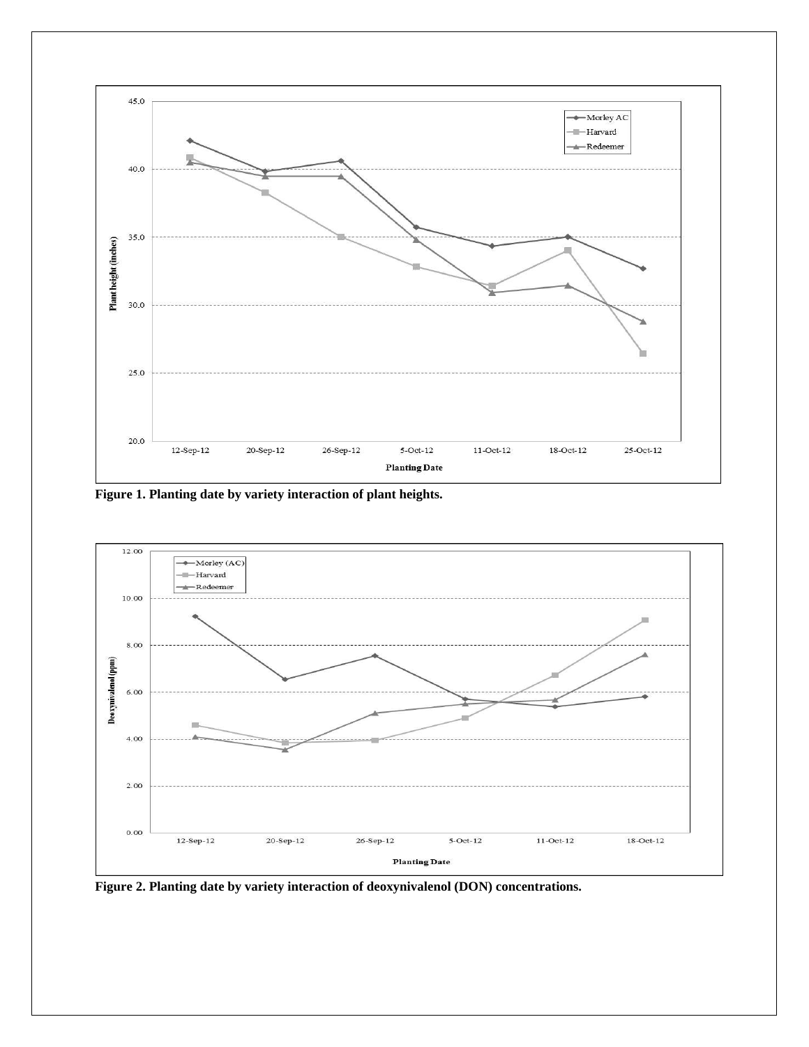**Figure 1. Planting date by variety interaction of plant heights.**

**Figure 2. Planting date by variety interaction of deoxynivalenol (DON) concentrations.**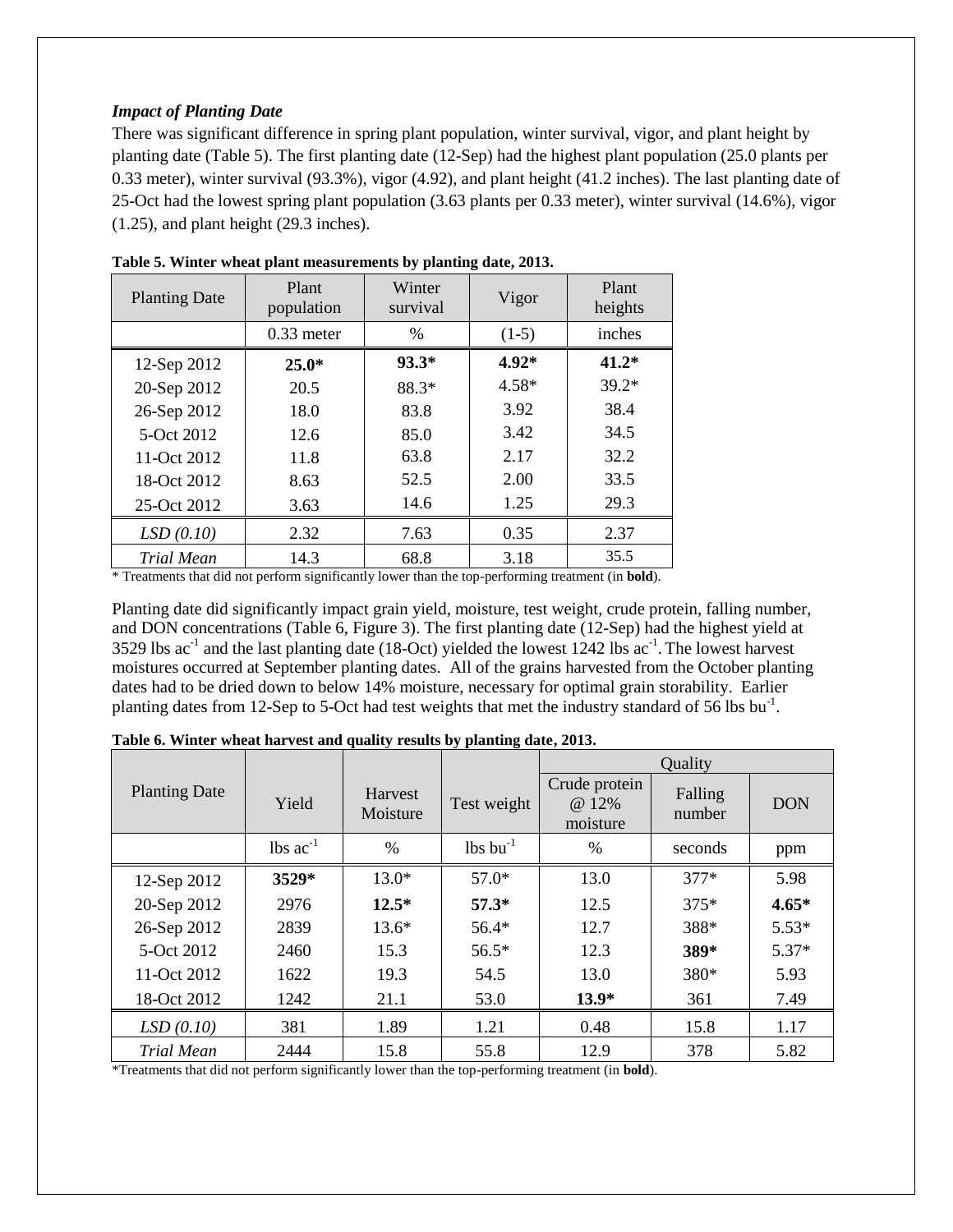### *Impact of Planting Date*

There was significant difference in spring plant population, winter survival, vigor, and plant height by planting date (Table 5). The first planting date (12-Sep) had the highest plant population (25.0 plants per 0.33 meter), winter survival (93.3%), vigor (4.92), and plant height (41.2 inches). The last planting date of 25-Oct had the lowest spring plant population (3.63 plants per 0.33 meter), winter survival (14.6%), vigor (1.25), and plant height (29.3 inches).

**Table 5. Winter wheat plant measurements by planting date, 2013.**

| Planting Date | Plant population | Winter survival | Vigor | Plant heights |
|---|---|---|---|---|
| | 0.33 meter | % | (1-5) | inches |
| 12-Sep 2012 | **25.0*** | **93.3*** | **4.92*** | **41.2*** |
| 20-Sep 2012 | 20.5 | 88.3* | 4.58* | 39.2* |
| 26-Sep 2012 | 18.0 | 83.8 | 3.92 | 38.4 |
| 5-Oct 2012 | 12.6 | 85.0 | 3.42 | 34.5 |
| 11-Oct 2012 | 11.8 | 63.8 | 2.17 | 32.2 |
| 18-Oct 2012 | 8.63 | 52.5 | 2.00 | 33.5 |
| 25-Oct 2012 | 3.63 | 14.6 | 1.25 | 29.3 |
| *LSD (0.10)* | 2.32 | 7.63 | 0.35 | 2.37 |
| *Trial Mean* | 14.3 | 68.8 | 3.18 | 35.5 |

\* Treatments that did not perform significantly lower than the top-performing treatment (in **bold**).

Planting date did significantly impact grain yield, moisture, test weight, crude protein, falling number, and DON concentrations (Table 6, Figure 3). The first planting date (12-Sep) had the highest yield at 3529 lbs $ac^{-1}$ and the last planting date (18-Oct) yielded the lowest 1242 lbs $ac^{-1}$. The lowest harvest moistures occurred at September planting dates. All of the grains harvested from the October planting dates had to be dried down to below 14% moisture, necessary for optimal grain storability. Earlier planting dates from 12-Sep to 5-Oct had test weights that met the industry standard of 56 lbs $bu^{-1}$.

**Table 6. Winter wheat harvest and quality results by planting date, 2013.**

| Planting Date | Yield | Harvest Moisture | Test weight | Quality | | |
|---|---|---|---|---|---|---|
| | | | | Crude protein @ 12% moisture | Falling number | DON |
| | lbs $ac^{-1}$ | % | lbs $bu^{-1}$ | % | seconds | ppm |
| 12-Sep 2012 | **3529*** | 13.0* | 57.0* | 13.0 | 377* | 5.98 |
| 20-Sep 2012 | 2976 | **12.5*** | **57.3*** | 12.5 | 375* | **4.65*** |
| 26-Sep 2012 | 2839 | 13.6* | 56.4* | 12.7 | 388* | 5.53* |
| 5-Oct 2012 | 2460 | 15.3 | 56.5* | 12.3 | **389*** | 5.37* |
| 11-Oct 2012 | 1622 | 19.3 | 54.5 | 13.0 | 380* | 5.93 |
| 18-Oct 2012 | 1242 | 21.1 | 53.0 | **13.9*** | 361 | 7.49 |
| *LSD (0.10)* | 381 | 1.89 | 1.21 | 0.48 | 15.8 | 1.17 |
| *Trial Mean* | 2444 | 15.8 | 55.8 | 12.9 | 378 | 5.82 |

*Treatments that did not perform significantly lower than the top-performing treatment (in **bold**).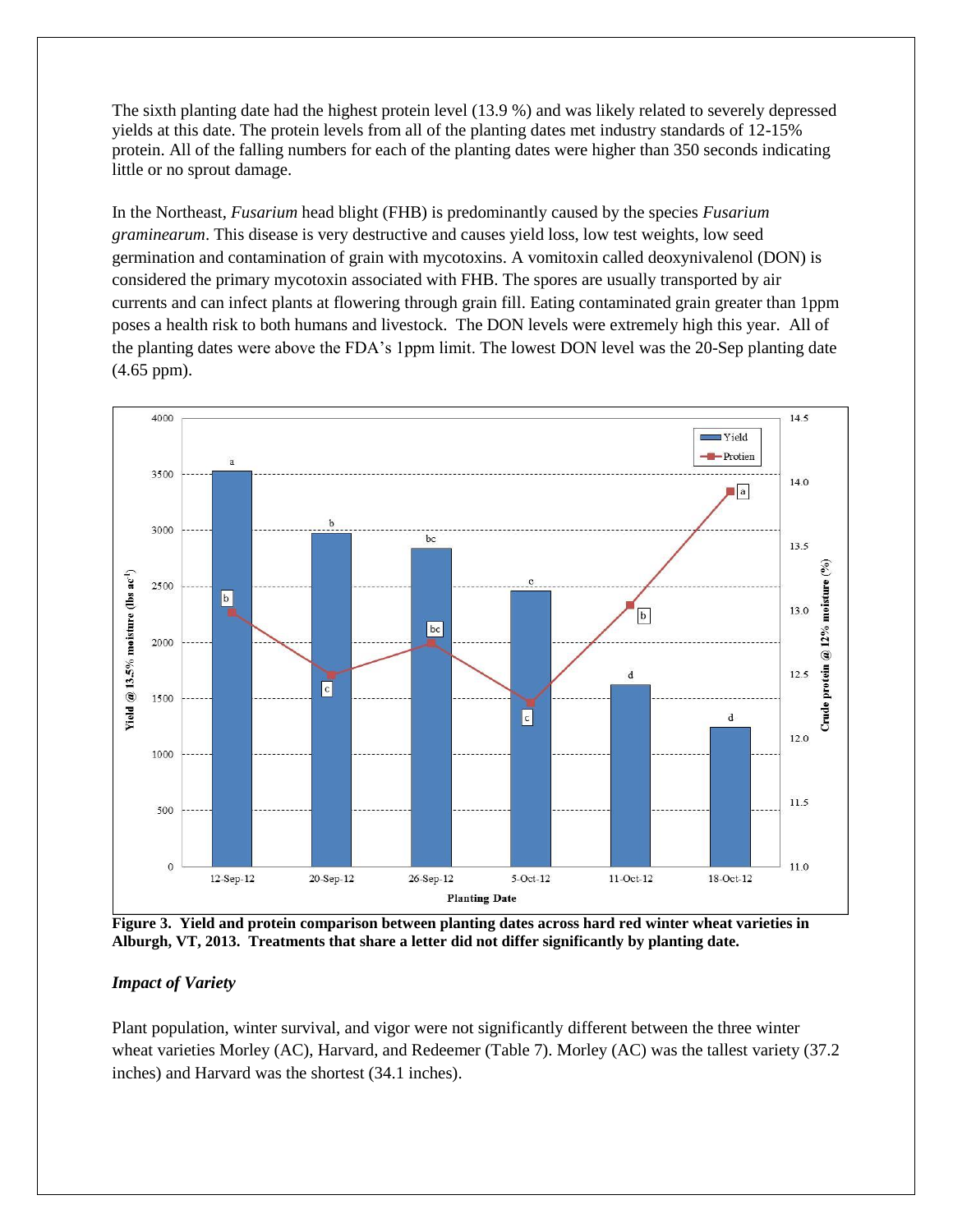The sixth planting date had the highest protein level (13.9 %) and was likely related to severely depressed yields at this date. The protein levels from all of the planting dates met industry standards of 12-15% protein. All of the falling numbers for each of the planting dates were higher than 350 seconds indicating little or no sprout damage.

In the Northeast, *Fusarium* head blight (FHB) is predominantly caused by the species *Fusarium graminearum*. This disease is very destructive and causes yield loss, low test weights, low seed germination and contamination of grain with mycotoxins. A vomitoxin called deoxynivalenol (DON) is considered the primary mycotoxin associated with FHB. The spores are usually transported by air currents and can infect plants at flowering through grain fill. Eating contaminated grain greater than 1ppm poses a health risk to both humans and livestock. The DON levels were extremely high this year. All of the planting dates were above the FDA's 1ppm limit. The lowest DON level was the 20-Sep planting date (4.65 ppm).

**Figure 3. Yield and protein comparison between planting dates across hard red winter wheat varieties in Alburgh, VT, 2013. Treatments that share a letter did not differ significantly by planting date.**

### *Impact of Variety*

Plant population, winter survival, and vigor were not significantly different between the three winter wheat varieties Morley (AC), Harvard, and Redeemer (Table 7). Morley (AC) was the tallest variety (37.2 inches) and Harvard was the shortest (34.1 inches).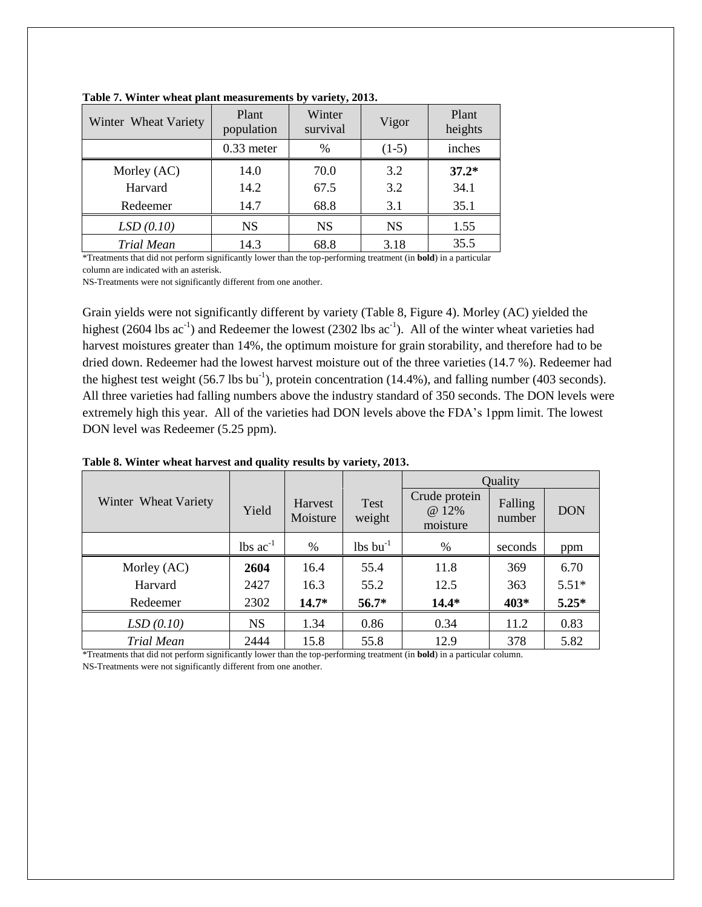**Table 7. Winter wheat plant measurements by variety, 2013.**

| Winter Wheat Variety | Plant population | Winter survival | Vigor | Plant heights |
|---|---|---|---|---|
| | 0.33 meter | % | (1-5) | inches |
| Morley (AC) | 14.0 | 70.0 | 3.2 | **37.2*** |
| Harvard | 14.2 | 67.5 | 3.2 | 34.1 |
| Redeemer | 14.7 | 68.8 | 3.1 | 35.1 |
| *LSD (0.10)* | NS | NS | NS | 1.55 |
| *Trial Mean* | 14.3 | 68.8 | 3.18 | 35.5 |

*Treatments that did not perform significantly lower than the top-performing treatment (in **bold**) in a particular column are indicated with an asterisk.
NS-Treatments were not significantly different from one another.

Grain yields were not significantly different by variety (Table 8, Figure 4). Morley (AC) yielded the highest (2604 lbs $ac^{-1}$) and Redeemer the lowest (2302 lbs $ac^{-1}$). All of the winter wheat varieties had harvest moistures greater than 14%, the optimum moisture for grain storability, and therefore had to be dried down. Redeemer had the lowest harvest moisture out of the three varieties (14.7 %). Redeemer had the highest test weight (56.7 lbs $bu^{-1}$), protein concentration (14.4%), and falling number (403 seconds). All three varieties had falling numbers above the industry standard of 350 seconds. The DON levels were extremely high this year. All of the varieties had DON levels above the FDA's 1ppm limit. The lowest DON level was Redeemer (5.25 ppm).

**Table 8. Winter wheat harvest and quality results by variety, 2013.**

| Winter Wheat Variety | Yield | Harvest Moisture | Test weight | Quality | | |
|---|---|---|---|---|---|---|
| | | | | Crude protein @ 12% moisture | Falling number | DON |
| | lbs $ac^{-1}$ | % | lbs $bu^{-1}$ | % | seconds | ppm |
| Morley (AC) | **2604** | 16.4 | 55.4 | 11.8 | 369 | 6.70 |
| Harvard | 2427 | 16.3 | 55.2 | 12.5 | 363 | 5.51* |
| Redeemer | 2302 | **14.7*** | **56.7*** | **14.4*** | **403*** | **5.25*** |
| *LSD (0.10)* | NS | 1.34 | 0.86 | 0.34 | 11.2 | 0.83 |
| *Trial Mean* | 2444 | 15.8 | 55.8 | 12.9 | 378 | 5.82 |

*Treatments that did not perform significantly lower than the top-performing treatment (in **bold**) in a particular column.
NS-Treatments were not significantly different from one another.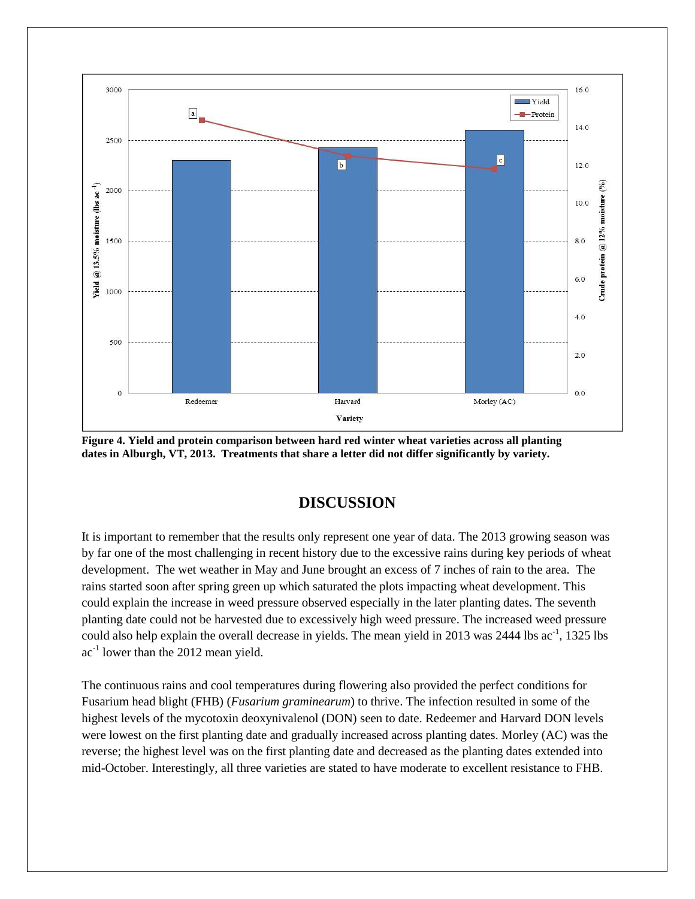**Figure 4. Yield and protein comparison between hard red winter wheat varieties across all planting dates in Alburgh, VT, 2013. Treatments that share a letter did not differ significantly by variety.**

## DISCUSSION

It is important to remember that the results only represent one year of data. The 2013 growing season was by far one of the most challenging in recent history due to the excessive rains during key periods of wheat development. The wet weather in May and June brought an excess of 7 inches of rain to the area. The rains started soon after spring green up which saturated the plots impacting wheat development. This could explain the increase in weed pressure observed especially in the later planting dates. The seventh planting date could not be harvested due to excessively high weed pressure. The increased weed pressure could also help explain the overall decrease in yields. The mean yield in 2013 was 2444 lbs ac$^{-1}$, 1325 lbs ac$^{-1}$ lower than the 2012 mean yield.

The continuous rains and cool temperatures during flowering also provided the perfect conditions for Fusarium head blight (FHB) (*Fusarium graminearum*) to thrive. The infection resulted in some of the highest levels of the mycotoxin deoxynivalenol (DON) seen to date. Redeemer and Harvard DON levels were lowest on the first planting date and gradually increased across planting dates. Morley (AC) was the reverse; the highest level was on the first planting date and decreased as the planting dates extended into mid-October. Interestingly, all three varieties are stated to have moderate to excellent resistance to FHB.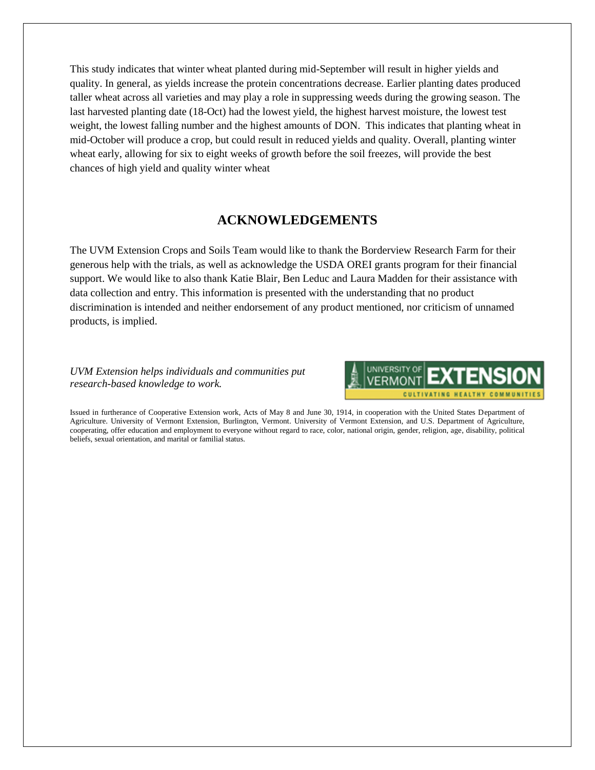This study indicates that winter wheat planted during mid-September will result in higher yields and quality. In general, as yields increase the protein concentrations decrease. Earlier planting dates produced taller wheat across all varieties and may play a role in suppressing weeds during the growing season. The last harvested planting date (18-Oct) had the lowest yield, the highest harvest moisture, the lowest test weight, the lowest falling number and the highest amounts of DON. This indicates that planting wheat in mid-October will produce a crop, but could result in reduced yields and quality. Overall, planting winter wheat early, allowing for six to eight weeks of growth before the soil freezes, will provide the best chances of high yield and quality winter wheat

## ACKNOWLEDGEMENTS

The UVM Extension Crops and Soils Team would like to thank the Borderview Research Farm for their generous help with the trials, as well as acknowledge the USDA OREI grants program for their financial support. We would like to also thank Katie Blair, Ben Leduc and Laura Madden for their assistance with data collection and entry. This information is presented with the understanding that no product discrimination is intended and neither endorsement of any product mentioned, nor criticism of unnamed products, is implied.

*UVM Extension helps individuals and communities put research-based knowledge to work.*

UNIVERSITY OF VERMONT EXTENSION
CULTIVATING HEALTHY COMMUNITIES

Issued in furtherance of Cooperative Extension work, Acts of May 8 and June 30, 1914, in cooperation with the United States Department of Agriculture. University of Vermont Extension, Burlington, Vermont. University of Vermont Extension, and U.S. Department of Agriculture, cooperating, offer education and employment to everyone without regard to race, color, national origin, gender, religion, age, disability, political beliefs, sexual orientation, and marital or familial status.